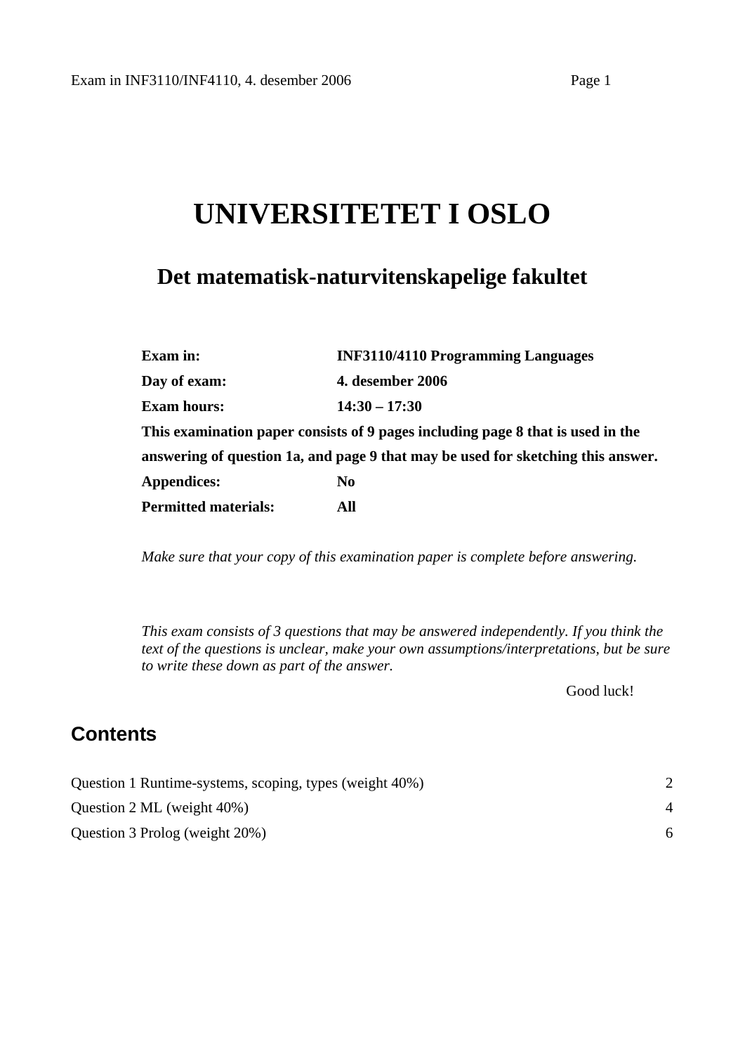# UNIVERSITETET I OSLO

## Det matematisk-naturvitenskapelige fakultet

| | |
|---|---|
| **Exam in:** | **INF3110/4110 Programming Languages** |
| **Day of exam:** | **4. desember 2006** |
| **Exam hours:** | **14:30 – 17:30** |

**This examination paper consists of 9 pages including page 8 that is used in the answering of question 1a, and page 9 that may be used for sketching this answer.**

| | |
|---|---|
| **Appendices:** | **No** |
| **Permitted materials:** | **All** |

*Make sure that your copy of this examination paper is complete before answering.*

*This exam consists of 3 questions that may be answered independently. If you think the text of the questions is unclear, make your own assumptions/interpretations, but be sure to write these down as part of the answer.*

Good luck!

## Contents

| | |
|---|---|
| Question 1 Runtime-systems, scoping, types (weight 40%) | 2 |
| Question 2 ML (weight 40%) | 4 |
| Question 3 Prolog (weight 20%) | 6 |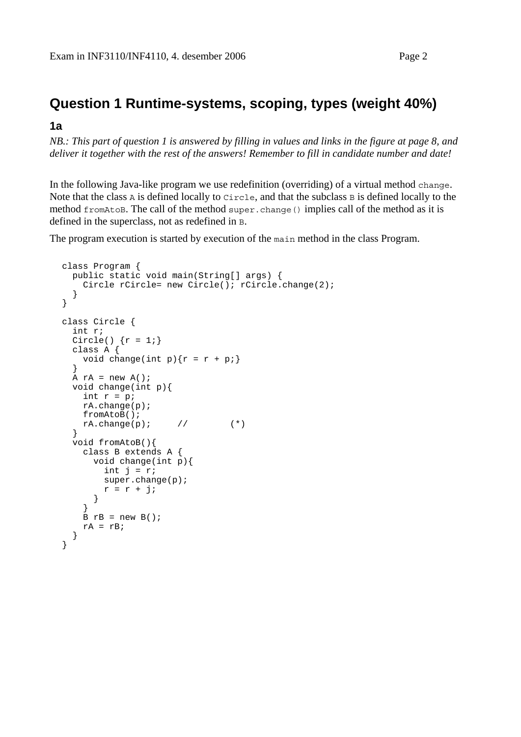## Question 1 Runtime-systems, scoping, types (weight 40%)

### 1a

*NB.: This part of question 1 is answered by filling in values and links in the figure at page 8, and deliver it together with the rest of the answers! Remember to fill in candidate number and date!*

In the following Java-like program we use redefinition (overriding) of a virtual method `change`. Note that the class `A` is defined locally to `Circle`, and that the subclass `B` is defined locally to the method `fromAtoB`. The call of the method `super.change()` implies call of the method as it is defined in the superclass, not as redefined in `B`.

The program execution is started by execution of the `main` method in the class Program.

```
class Program {
  public static void main(String[] args) {
    Circle rCircle= new Circle(); rCircle.change(2);
  }
}

class Circle {
  int r;
  Circle() {r = 1;}
  class A {
    void change(int p){r = r + p;}
  }
  A rA = new A();
  void change(int p){
    int r = p;
    rA.change(p);
    fromAtoB();
    rA.change(p);     //        (*)
  }
  void fromAtoB(){
    class B extends A {
      void change(int p){
        int j = r;
        super.change(p);
        r = r + j;
      }
    }
    B rB = new B();
    rA = rB;
  }
}
```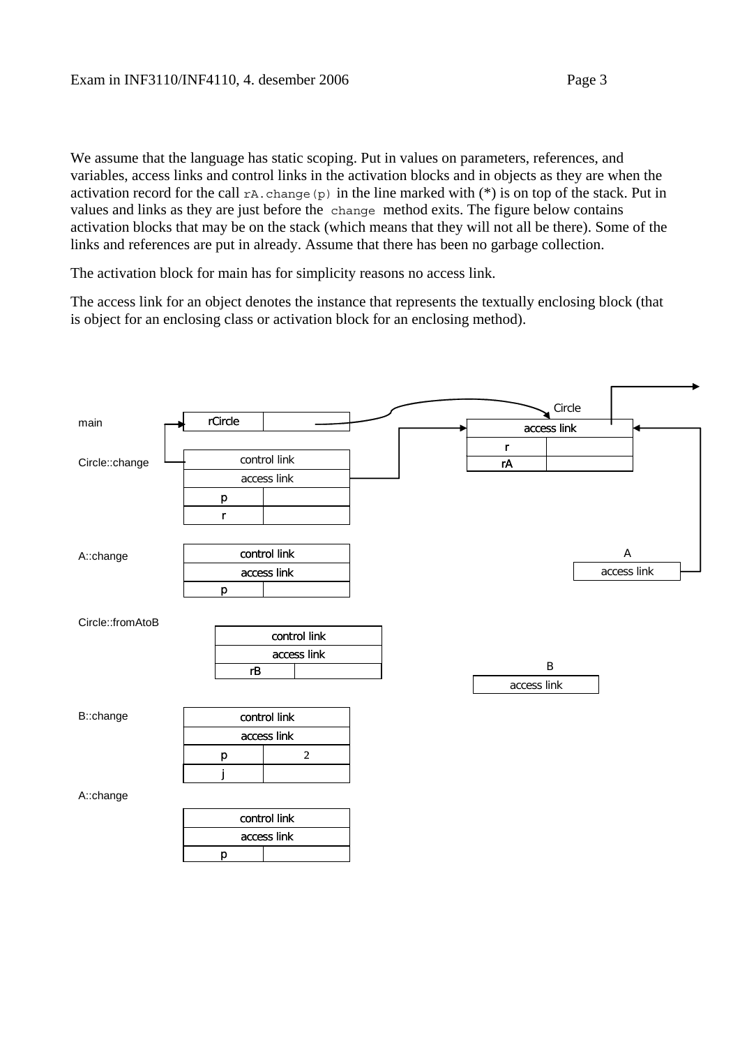We assume that the language has static scoping. Put in values on parameters, references, and variables, access links and control links in the activation blocks and in objects as they are when the activation record for the call `rA.change(p)` in the line marked with (*) is on top of the stack. Put in values and links as they are just before the `change` method exits. The figure below contains activation blocks that may be on the stack (which means that they will not all be there). Some of the links and references are put in already. Assume that there has been no garbage collection.

The activation block for main has for simplicity reasons no access link.

The access link for an object denotes the instance that represents the textually enclosing block (that is object for an enclosing class or activation block for an enclosing method).

main

| rCircle | |
|---|---|

Circle::change

| control link | |
|---|---|
| access link | |
| p | |
| r | |

A::change

| control link | |
|---|---|
| access link | |
| p | |

Circle::fromAtoB

| control link | |
|---|---|
| access link | |
| rB | |

B::change

| control link | |
|---|---|
| access link | |
| p | 2 |
| j | |

A::change

| control link | |
|---|---|
| access link | |
| p | |

Circle

| access link | |
|---|---|
| r | |
| rA | |

A

| access link |
|---|

B

| access link |
|---|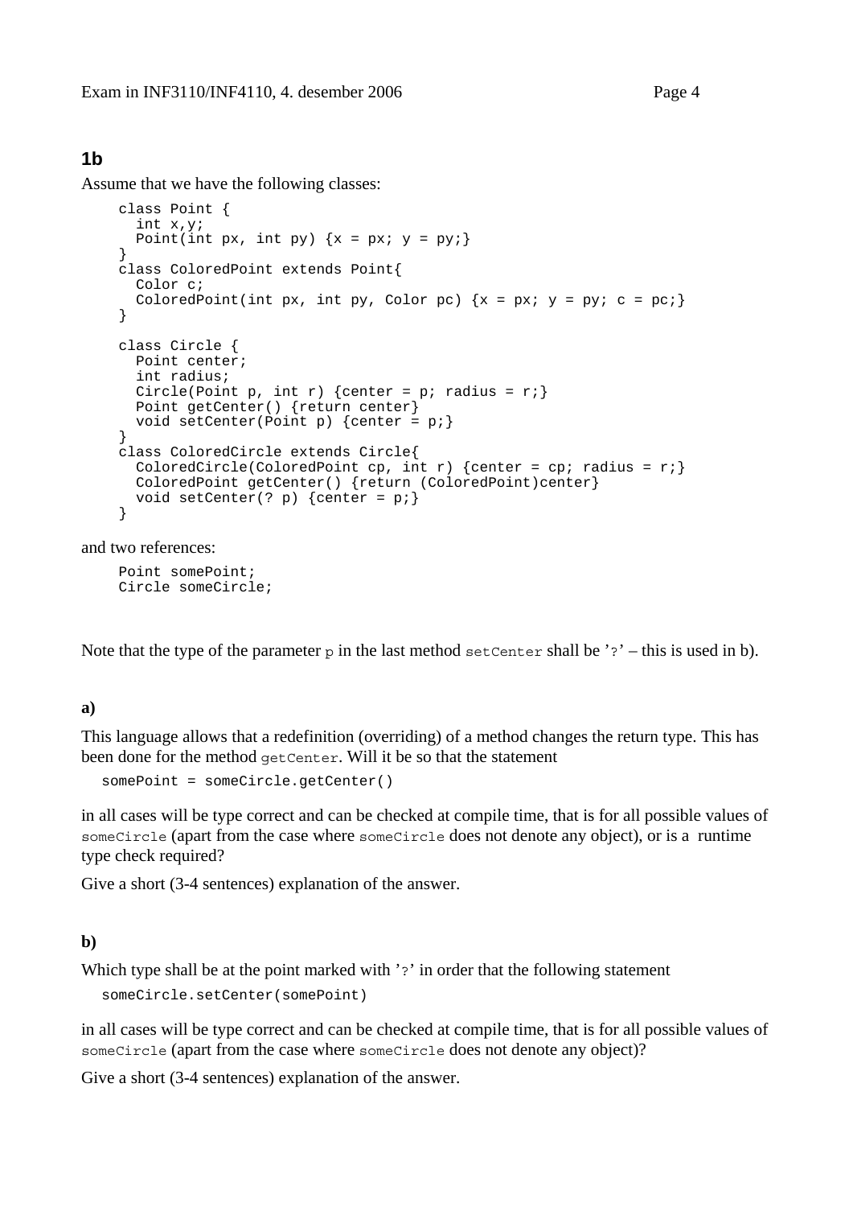## 1b

Assume that we have the following classes:

```
class Point {
  int x,y;
  Point(int px, int py) {x = px; y = py;}
}
class ColoredPoint extends Point{
  Color c;
  ColoredPoint(int px, int py, Color pc) {x = px; y = py; c = pc;}
}

class Circle {
  Point center;
  int radius;
  Circle(Point p, int r) {center = p; radius = r;}
  Point getCenter() {return center}
  void setCenter(Point p) {center = p;}
}
class ColoredCircle extends Circle{
  ColoredCircle(ColoredPoint cp, int r) {center = cp; radius = r;}
  ColoredPoint getCenter() {return (ColoredPoint)center}
  void setCenter(? p) {center = p;}
}
```

and two references:

```
Point somePoint;
Circle someCircle;
```

Note that the type of the parameter `p` in the last method `setCenter` shall be '`?`' – this is used in b).

**a)**

This language allows that a redefinition (overriding) of a method changes the return type. This has been done for the method `getCenter`. Will it be so that the statement

```
somePoint = someCircle.getCenter()
```

in all cases will be type correct and can be checked at compile time, that is for all possible values of `someCircle` (apart from the case where `someCircle` does not denote any object), or is a runtime type check required?

Give a short (3-4 sentences) explanation of the answer.

**b)**

Which type shall be at the point marked with '`?`' in order that the following statement

```
someCircle.setCenter(somePoint)
```

in all cases will be type correct and can be checked at compile time, that is for all possible values of `someCircle` (apart from the case where `someCircle` does not denote any object)?

Give a short (3-4 sentences) explanation of the answer.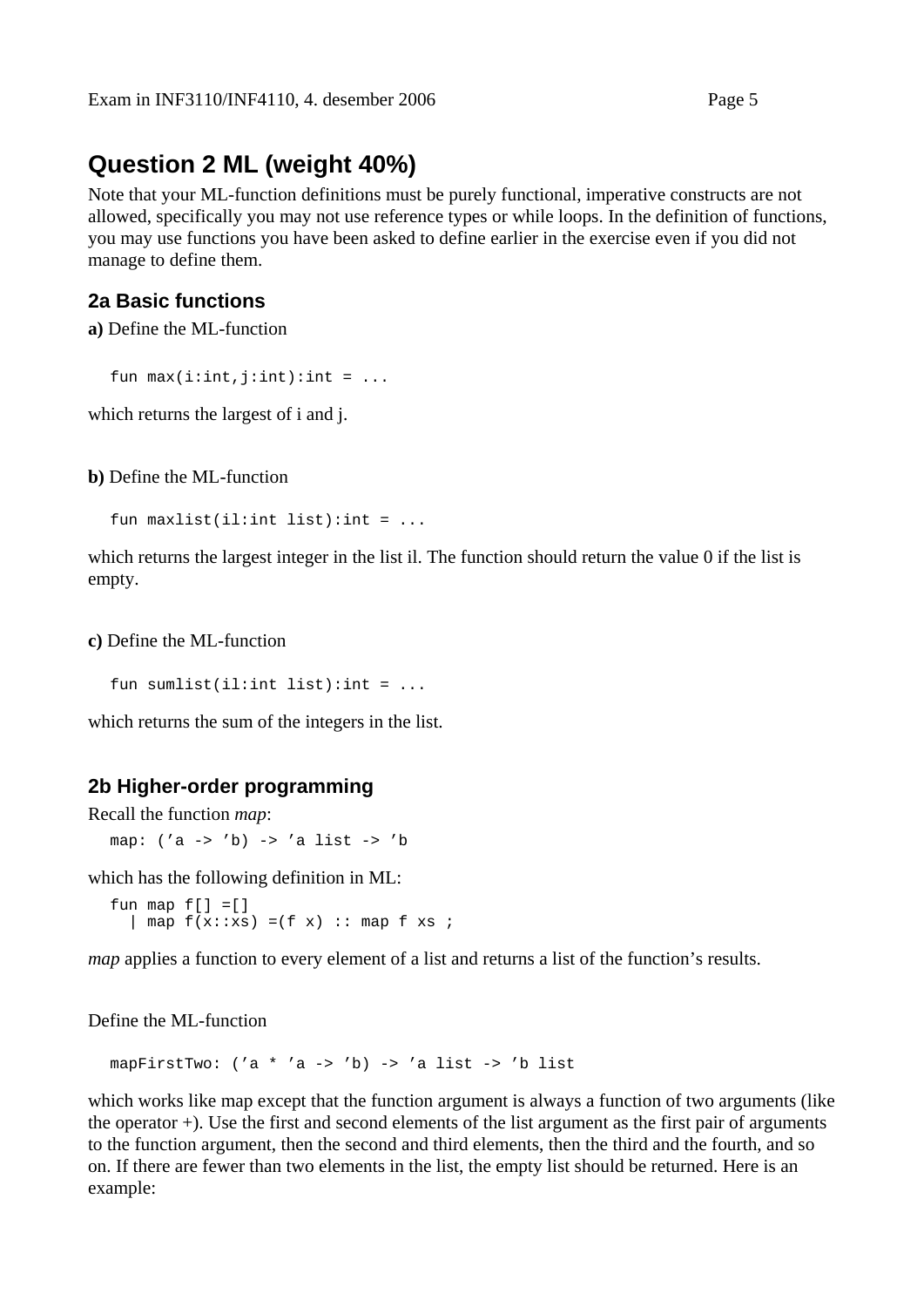## Question 2 ML (weight 40%)

Note that your ML-function definitions must be purely functional, imperative constructs are not allowed, specifically you may not use reference types or while loops. In the definition of functions, you may use functions you have been asked to define earlier in the exercise even if you did not manage to define them.

### 2a Basic functions

**a)** Define the ML-function

```
fun max(i:int,j:int):int = ...
```

which returns the largest of i and j.

**b)** Define the ML-function

```
fun maxlist(il:int list):int = ...
```

which returns the largest integer in the list il. The function should return the value 0 if the list is empty.

**c)** Define the ML-function

```
fun sumlist(il:int list):int = ...
```

which returns the sum of the integers in the list.

### 2b Higher-order programming

Recall the function *map*:

```
map: ('a -> 'b) -> 'a list -> 'b
```

which has the following definition in ML:

```
fun map f[] =[]
  | map f(x::xs) =(f x) :: map f xs ;
```

*map* applies a function to every element of a list and returns a list of the function's results.

Define the ML-function

```
mapFirstTwo: ('a * 'a -> 'b) -> 'a list -> 'b list
```

which works like map except that the function argument is always a function of two arguments (like the operator +). Use the first and second elements of the list argument as the first pair of arguments to the function argument, then the second and third elements, then the third and the fourth, and so on. If there are fewer than two elements in the list, the empty list should be returned. Here is an example: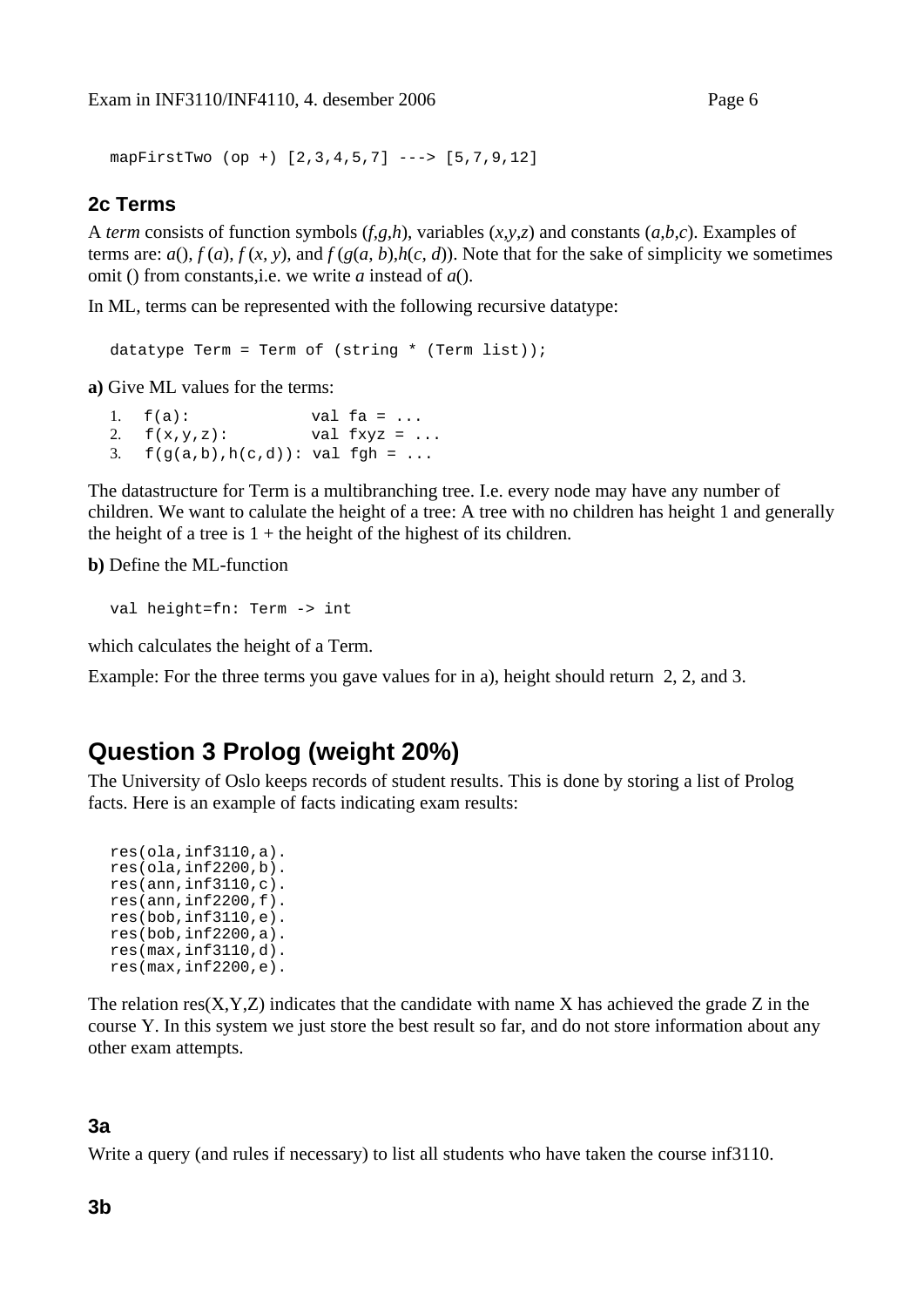```
mapFirstTwo (op +) [2,3,4,5,7] ---> [5,7,9,12]
```

### 2c Terms

A *term* consists of function symbols (*f*,*g*,*h*), variables (*x*,*y*,*z*) and constants (*a*,*b*,*c*). Examples of terms are: *a*(), *f* (*a*), *f* (*x*, *y*), and *f* (*g*(*a*, *b*),*h*(*c*, *d*)). Note that for the sake of simplicity we sometimes omit () from constants,i.e. we write *a* instead of *a*().

In ML, terms can be represented with the following recursive datatype:

```
datatype Term = Term of (string * (Term list));
```

**a)** Give ML values for the terms:

```
1.  f(a):             val fa = ...
2.  f(x,y,z):         val fxyz = ...
3.  f(g(a,b),h(c,d)): val fgh = ...
```

The datastructure for Term is a multibranching tree. I.e. every node may have any number of children. We want to calulate the height of a tree: A tree with no children has height 1 and generally the height of a tree is 1 + the height of the highest of its children.

**b)** Define the ML-function

```
val height=fn: Term -> int
```

which calculates the height of a Term.

Example: For the three terms you gave values for in a), height should return 2, 2, and 3.

## Question 3 Prolog (weight 20%)

The University of Oslo keeps records of student results. This is done by storing a list of Prolog facts. Here is an example of facts indicating exam results:

```
res(ola,inf3110,a).
res(ola,inf2200,b).
res(ann,inf3110,c).
res(ann,inf2200,f).
res(bob,inf3110,e).
res(bob,inf2200,a).
res(max,inf3110,d).
res(max,inf2200,e).
```

The relation res(X,Y,Z) indicates that the candidate with name X has achieved the grade Z in the course Y. In this system we just store the best result so far, and do not store information about any other exam attempts.

### 3a

Write a query (and rules if necessary) to list all students who have taken the course inf3110.

### 3b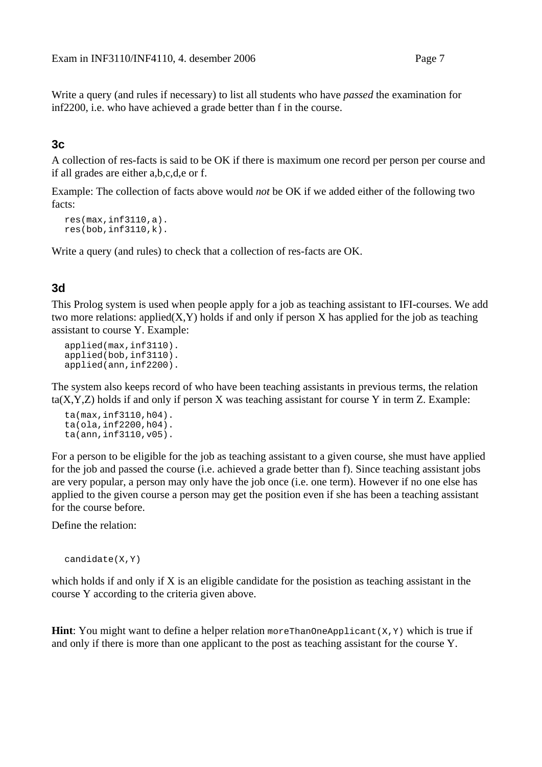Write a query (and rules if necessary) to list all students who have *passed* the examination for inf2200, i.e. who have achieved a grade better than f in the course.

### 3c

A collection of res-facts is said to be OK if there is maximum one record per person per course and if all grades are either a,b,c,d,e or f.

Example: The collection of facts above would *not* be OK if we added either of the following two facts:

```
res(max,inf3110,a).
res(bob,inf3110,k).
```

Write a query (and rules) to check that a collection of res-facts are OK.

### 3d

This Prolog system is used when people apply for a job as teaching assistant to IFI-courses. We add two more relations: applied(X,Y) holds if and only if person X has applied for the job as teaching assistant to course Y. Example:

```
applied(max,inf3110).
applied(bob,inf3110).
applied(ann,inf2200).
```

The system also keeps record of who have been teaching assistants in previous terms, the relation ta(X,Y,Z) holds if and only if person X was teaching assistant for course Y in term Z. Example:

```
ta(max,inf3110,h04).
ta(ola,inf2200,h04).
ta(ann,inf3110,v05).
```

For a person to be eligible for the job as teaching assistant to a given course, she must have applied for the job and passed the course (i.e. achieved a grade better than f). Since teaching assistant jobs are very popular, a person may only have the job once (i.e. one term). However if no one else has applied to the given course a person may get the position even if she has been a teaching assistant for the course before.

Define the relation:

```
candidate(X,Y)
```

which holds if and only if X is an eligible candidate for the posistion as teaching assistant in the course Y according to the criteria given above.

**Hint**: You might want to define a helper relation `moreThanOneApplicant(X,Y)` which is true if and only if there is more than one applicant to the post as teaching assistant for the course Y.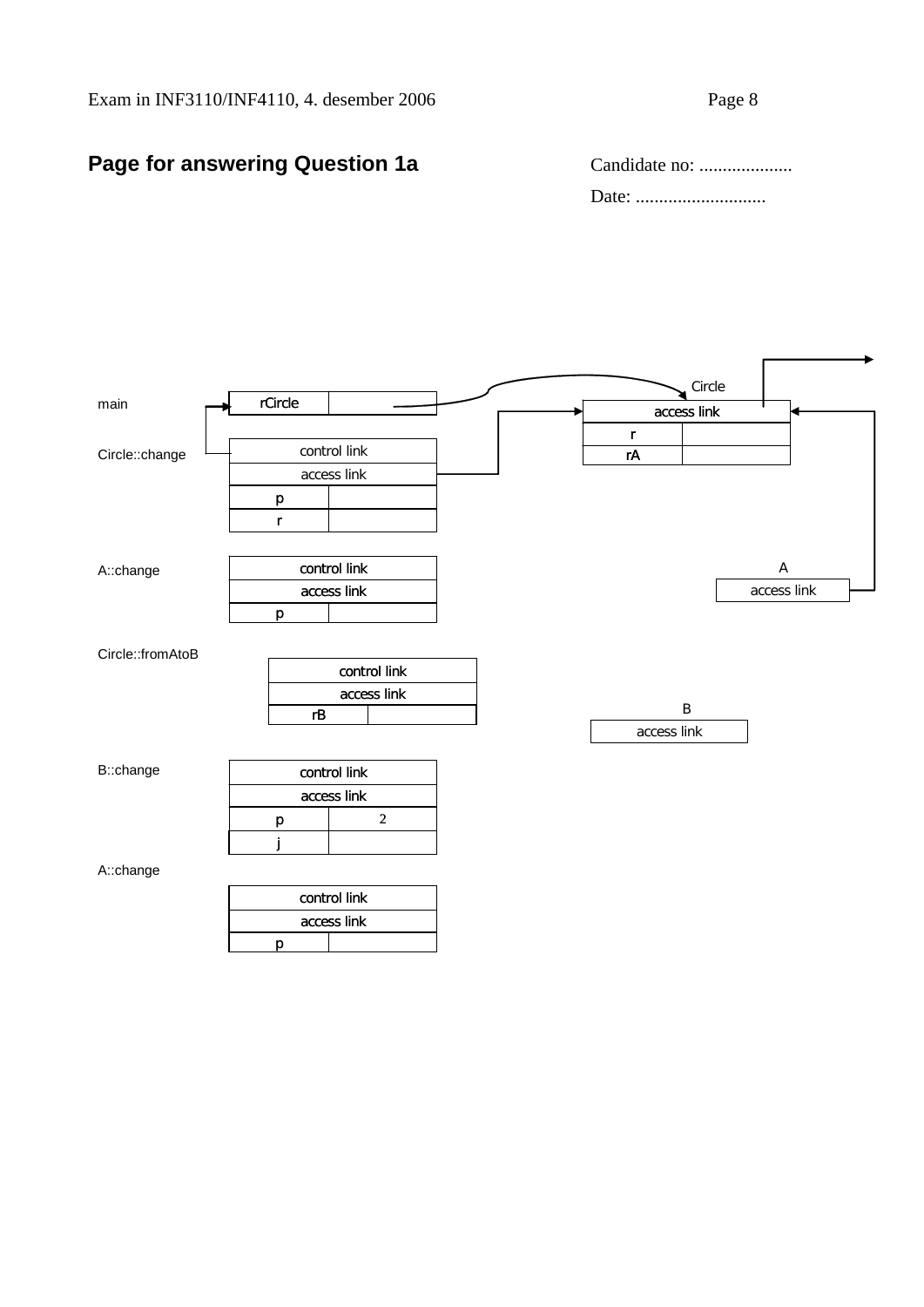## Page for answering Question 1a

Candidate no: ....................

Date: ............................

main

| rCircle | |
|---|---|

Circle::change

| control link | |
|---|---|
| access link | |
| p | |
| r | |

A::change

| control link | |
|---|---|
| access link | |
| p | |

Circle::fromAtoB

| control link | |
|---|---|
| access link | |
| rB | |

B::change

| control link | |
|---|---|
| access link | |
| p | 2 |
| j | |

A::change

| control link | |
|---|---|
| access link | |
| p | |

Circle

| access link | |
|---|---|
| r | |
| rA | |

A

| access link |
|---|

B

| access link |
|---|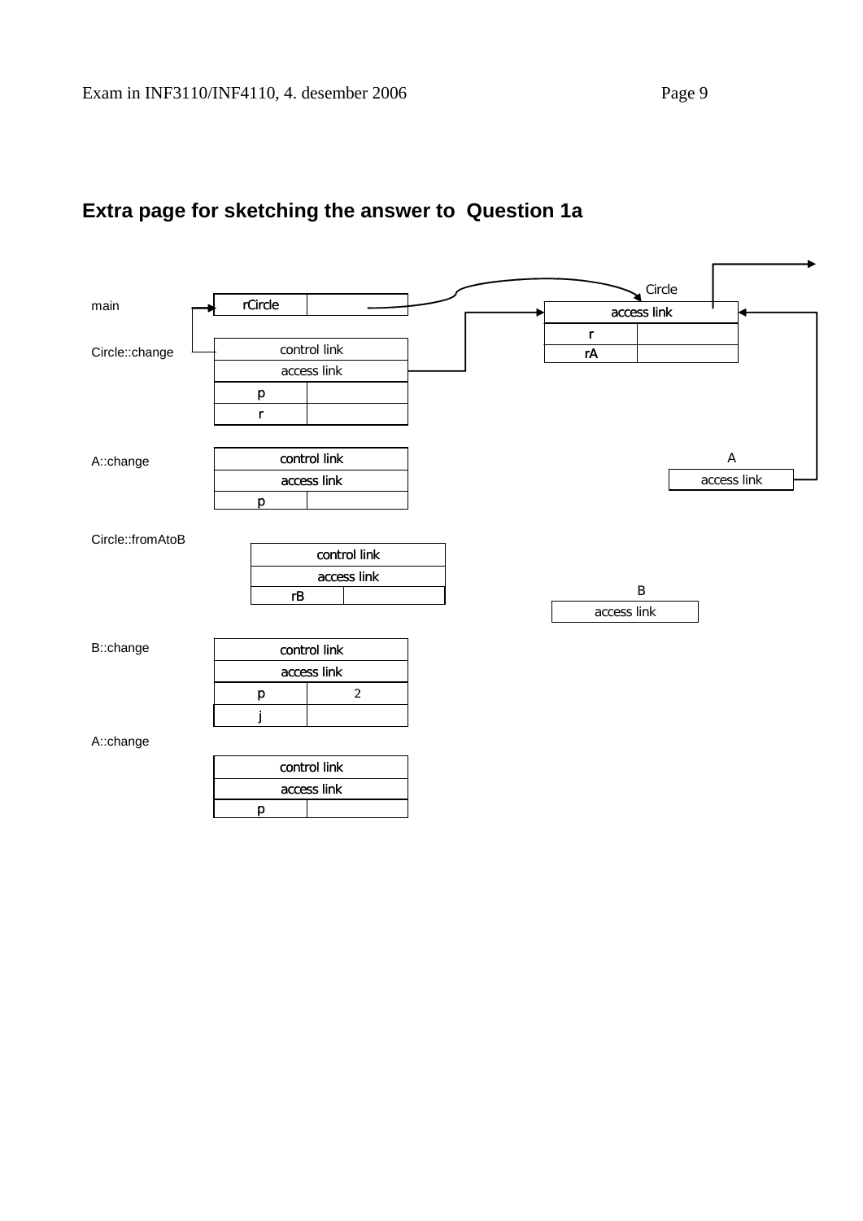## Extra page for sketching the answer to Question 1a

main

| rCircle | |
|---|---|

Circle::change

| control link | |
|---|---|
| access link | |
| p | |
| r | |

A::change

| control link | |
|---|---|
| access link | |
| p | |

Circle::fromAtoB

| control link | |
|---|---|
| access link | |
| rB | |

B::change

| control link | |
|---|---|
| access link | |
| p | 2 |
| j | |

A::change

| control link | |
|---|---|
| access link | |
| p | |

Circle

| access link | |
|---|---|
| r | |
| rA | |

A

access link

B

access link